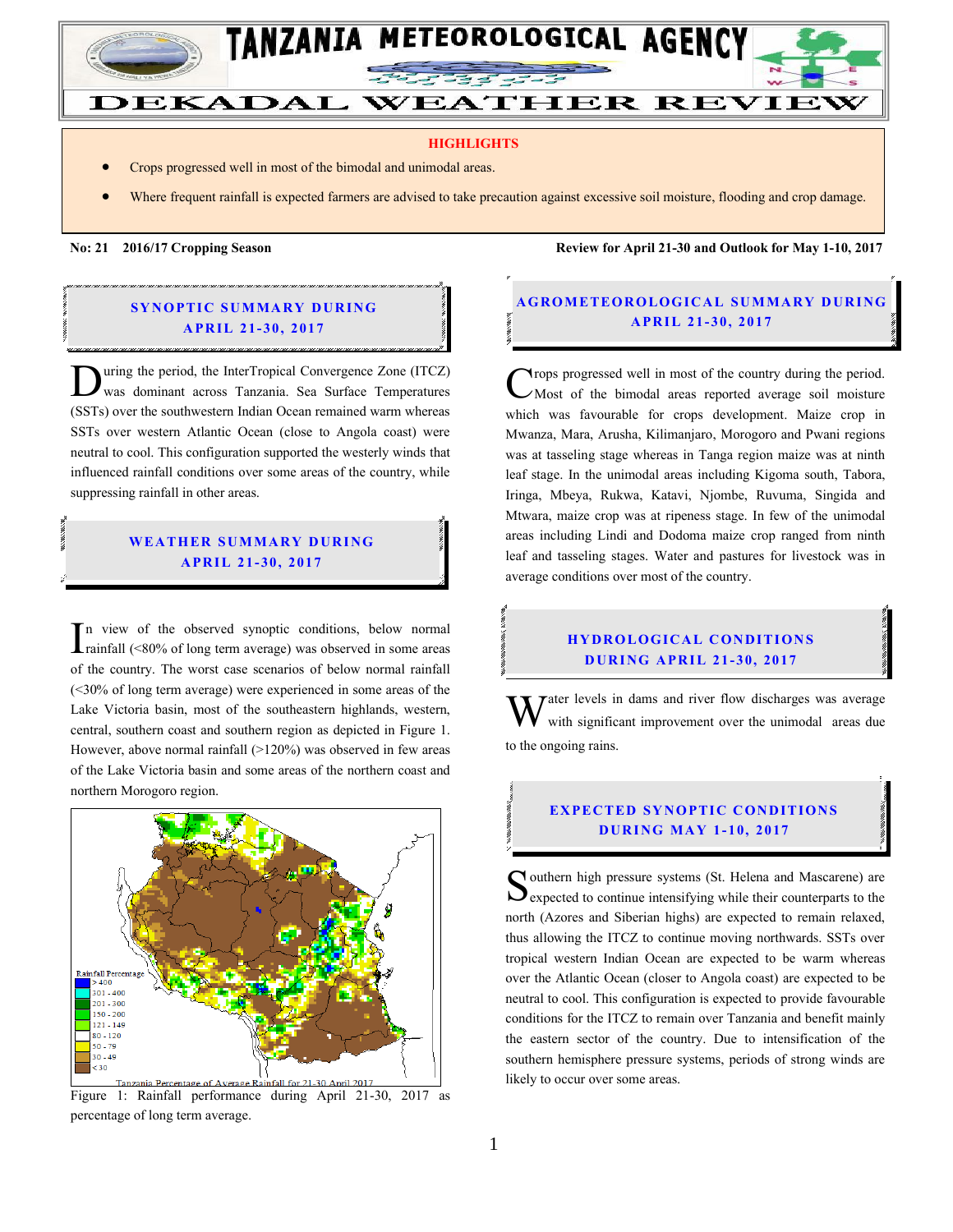# TANZANIA METEOROLOGICAL AGENCY

## DEKADAL WEATHER REVIEW

**HIGHLIGHTS**

- Crops progressed well in most of the bimodal and unimodal areas.
- Where frequent rainfall is expected farmers are advised to take precaution against excessive soil moisture, flooding and crop damage.

**No: 21 2016/17 Cropping Season** — **Review for April 21-30 and Outlook for May 1-10, 2017**

## SYNOPTIC SUMMARY DURING APRIL 21-30, 2017

During the period, the InterTropical Convergence Zone (ITCZ) was dominant across Tanzania. Sea Surface Temperatures (SSTs) over the southwestern Indian Ocean remained warm whereas SSTs over western Atlantic Ocean (close to Angola coast) were neutral to cool. This configuration supported the westerly winds that influenced rainfall conditions over some areas of the country, while suppressing rainfall in other areas.

## WEATHER SUMMARY DURING APRIL 21-30, 2017

In view of the observed synoptic conditions, below normal rainfall (<80% of long term average) was observed in some areas of the country. The worst case scenarios of below normal rainfall (<30% of long term average) were experienced in some areas of the Lake Victoria basin, most of the southeastern highlands, western, central, southern coast and southern region as depicted in Figure 1. However, above normal rainfall (>120%) was observed in few areas of the Lake Victoria basin and some areas of the northern coast and northern Morogoro region.

Rainfall Percentage: >400; 301 - 400; 201 - 300; 150 - 200; 121 - 149; 80 - 120; 50 - 79; 30 - 49; <30

Tanzania Percentage of Average Rainfall for 21-30 April 2017

Figure 1: Rainfall performance during April 21-30, 2017 as percentage of long term average.

## AGROMETEOROLOGICAL SUMMARY DURING APRIL 21-30, 2017

Crops progressed well in most of the country during the period. Most of the bimodal areas reported average soil moisture which was favourable for crops development. Maize crop in Mwanza, Mara, Arusha, Kilimanjaro, Morogoro and Pwani regions was at tasseling stage whereas in Tanga region maize was at ninth leaf stage. In the unimodal areas including Kigoma south, Tabora, Iringa, Mbeya, Rukwa, Katavi, Njombe, Ruvuma, Singida and Mtwara, maize crop was at ripeness stage. In few of the unimodal areas including Lindi and Dodoma maize crop ranged from ninth leaf and tasseling stages. Water and pastures for livestock was in average conditions over most of the country.

## HYDROLOGICAL CONDITIONS DURING APRIL 21-30, 2017

Water levels in dams and river flow discharges was average with significant improvement over the unimodal areas due to the ongoing rains.

## EXPECTED SYNOPTIC CONDITIONS DURING MAY 1-10, 2017

Southern high pressure systems (St. Helena and Mascarene) are expected to continue intensifying while their counterparts to the north (Azores and Siberian highs) are expected to remain relaxed, thus allowing the ITCZ to continue moving northwards. SSTs over tropical western Indian Ocean are expected to be warm whereas over the Atlantic Ocean (closer to Angola coast) are expected to be neutral to cool. This configuration is expected to provide favourable conditions for the ITCZ to remain over Tanzania and benefit mainly the eastern sector of the country. Due to intensification of the southern hemisphere pressure systems, periods of strong winds are likely to occur over some areas.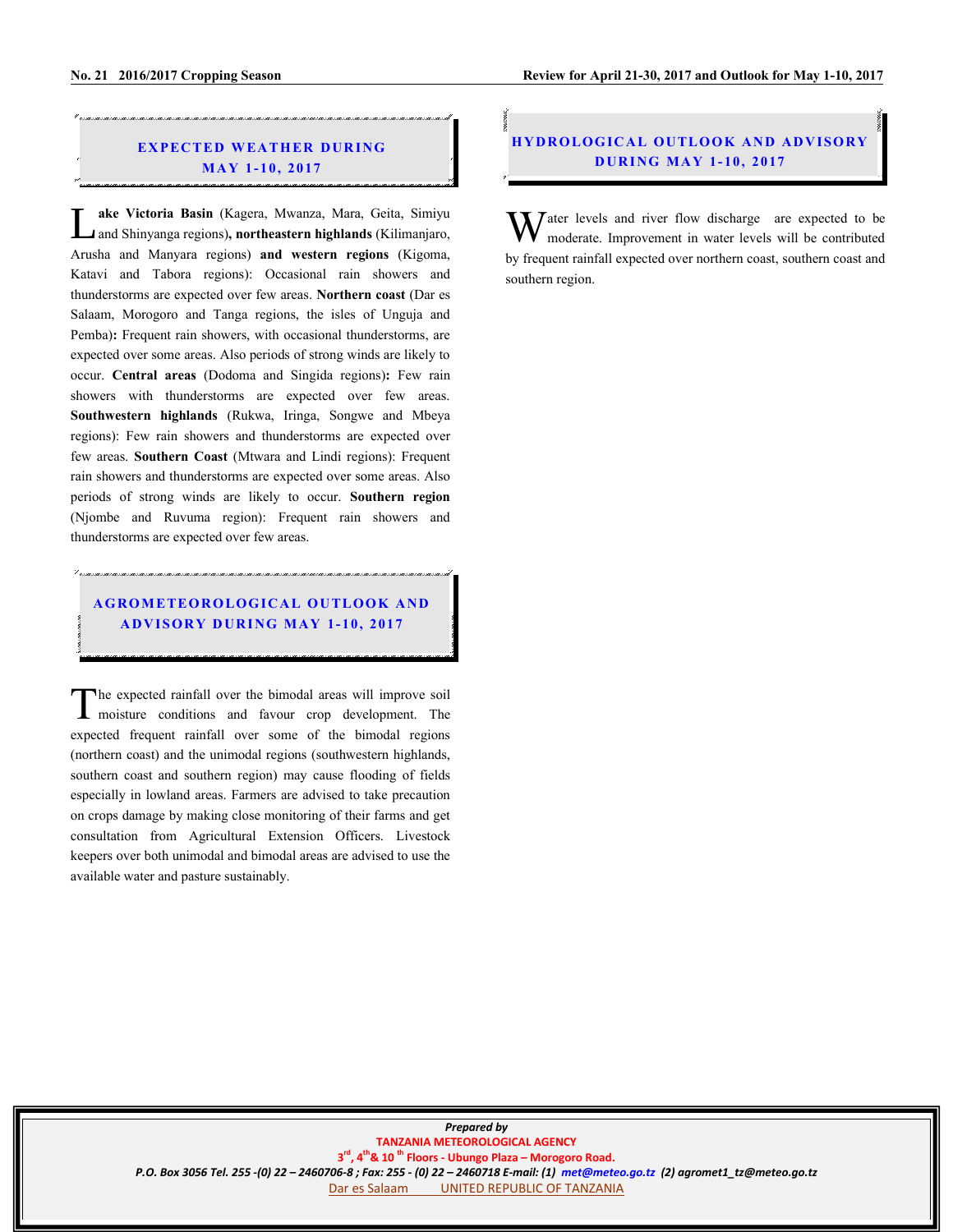## EXPECTED WEATHER DURING MAY 1-10, 2017

**Lake Victoria Basin** (Kagera, Mwanza, Mara, Geita, Simiyu and Shinyanga regions)**, northeastern highlands** (Kilimanjaro, Arusha and Manyara regions) **and western regions** (Kigoma, Katavi and Tabora regions): Occasional rain showers and thunderstorms are expected over few areas. **Northern coast** (Dar es Salaam, Morogoro and Tanga regions, the isles of Unguja and Pemba)**:** Frequent rain showers, with occasional thunderstorms, are expected over some areas. Also periods of strong winds are likely to occur. **Central areas** (Dodoma and Singida regions)**:** Few rain showers with thunderstorms are expected over few areas. **Southwestern highlands** (Rukwa, Iringa, Songwe and Mbeya regions): Few rain showers and thunderstorms are expected over few areas. **Southern Coast** (Mtwara and Lindi regions): Frequent rain showers and thunderstorms are expected over some areas. Also periods of strong winds are likely to occur. **Southern region** (Njombe and Ruvuma region): Frequent rain showers and thunderstorms are expected over few areas.

## AGROMETEOROLOGICAL OUTLOOK AND ADVISORY DURING MAY 1-10, 2017

The expected rainfall over the bimodal areas will improve soil moisture conditions and favour crop development. The expected frequent rainfall over some of the bimodal regions (northern coast) and the unimodal regions (southwestern highlands, southern coast and southern region) may cause flooding of fields especially in lowland areas. Farmers are advised to take precaution on crops damage by making close monitoring of their farms and get consultation from Agricultural Extension Officers. Livestock keepers over both unimodal and bimodal areas are advised to use the available water and pasture sustainably.

## HYDROLOGICAL OUTLOOK AND ADVISORY DURING MAY 1-10, 2017

Water levels and river flow discharge are expected to be moderate. Improvement in water levels will be contributed by frequent rainfall expected over northern coast, southern coast and southern region.

*Prepared by*
**TANZANIA METEOROLOGICAL AGENCY**
**3rd, 4th & 10th Floors - Ubungo Plaza – Morogoro Road.**
*P.O. Box 3056 Tel. 255 -(0) 22 – 2460706-8 ; Fax: 255 - (0) 22 – 2460718 E-mail: (1) met@meteo.go.tz (2) agromet1_tz@meteo.go.tz*
Dar es Salaam UNITED REPUBLIC OF TANZANIA